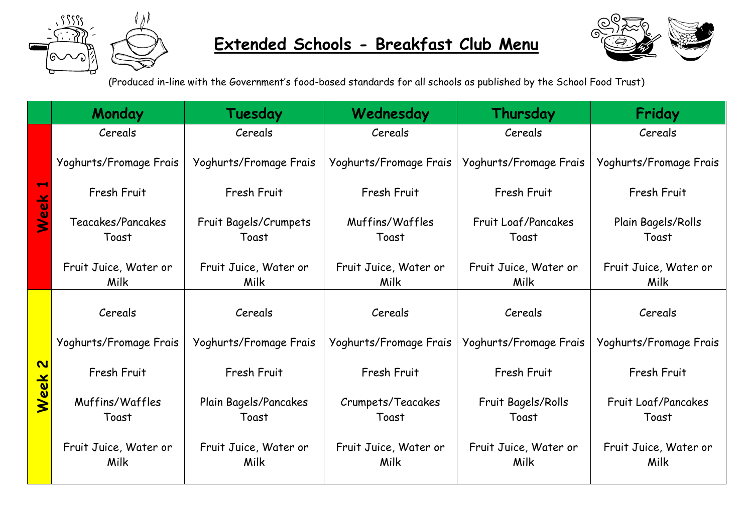# Extended Schools - Breakfast Club Menu

(Produced in-line with the Government's food-based standards for all schools as published by the School Food Trust)

| | Monday | Tuesday | Wednesday | Thursday | Friday |
|---|---|---|---|---|---|
| **Week 1** | Cereals<br><br>Yoghurts/Fromage Frais<br><br>Fresh Fruit<br><br>Teacakes/Pancakes<br>Toast<br><br>Fruit Juice, Water or Milk | Cereals<br><br>Yoghurts/Fromage Frais<br><br>Fresh Fruit<br><br>Fruit Bagels/Crumpets<br>Toast<br><br>Fruit Juice, Water or Milk | Cereals<br><br>Yoghurts/Fromage Frais<br><br>Fresh Fruit<br><br>Muffins/Waffles<br>Toast<br><br>Fruit Juice, Water or Milk | Cereals<br><br>Yoghurts/Fromage Frais<br><br>Fresh Fruit<br><br>Fruit Loaf/Pancakes<br>Toast<br><br>Fruit Juice, Water or Milk | Cereals<br><br>Yoghurts/Fromage Frais<br><br>Fresh Fruit<br><br>Plain Bagels/Rolls<br>Toast<br><br>Fruit Juice, Water or Milk |
| **Week 2** | Cereals<br><br>Yoghurts/Fromage Frais<br><br>Fresh Fruit<br><br>Muffins/Waffles<br>Toast<br><br>Fruit Juice, Water or Milk | Cereals<br><br>Yoghurts/Fromage Frais<br><br>Fresh Fruit<br><br>Plain Bagels/Pancakes<br>Toast<br><br>Fruit Juice, Water or Milk | Cereals<br><br>Yoghurts/Fromage Frais<br><br>Fresh Fruit<br><br>Crumpets/Teacakes<br>Toast<br><br>Fruit Juice, Water or Milk | Cereals<br><br>Yoghurts/Fromage Frais<br><br>Fresh Fruit<br><br>Fruit Bagels/Rolls<br>Toast<br><br>Fruit Juice, Water or Milk | Cereals<br><br>Yoghurts/Fromage Frais<br><br>Fresh Fruit<br><br>Fruit Loaf/Pancakes<br>Toast<br><br>Fruit Juice, Water or Milk |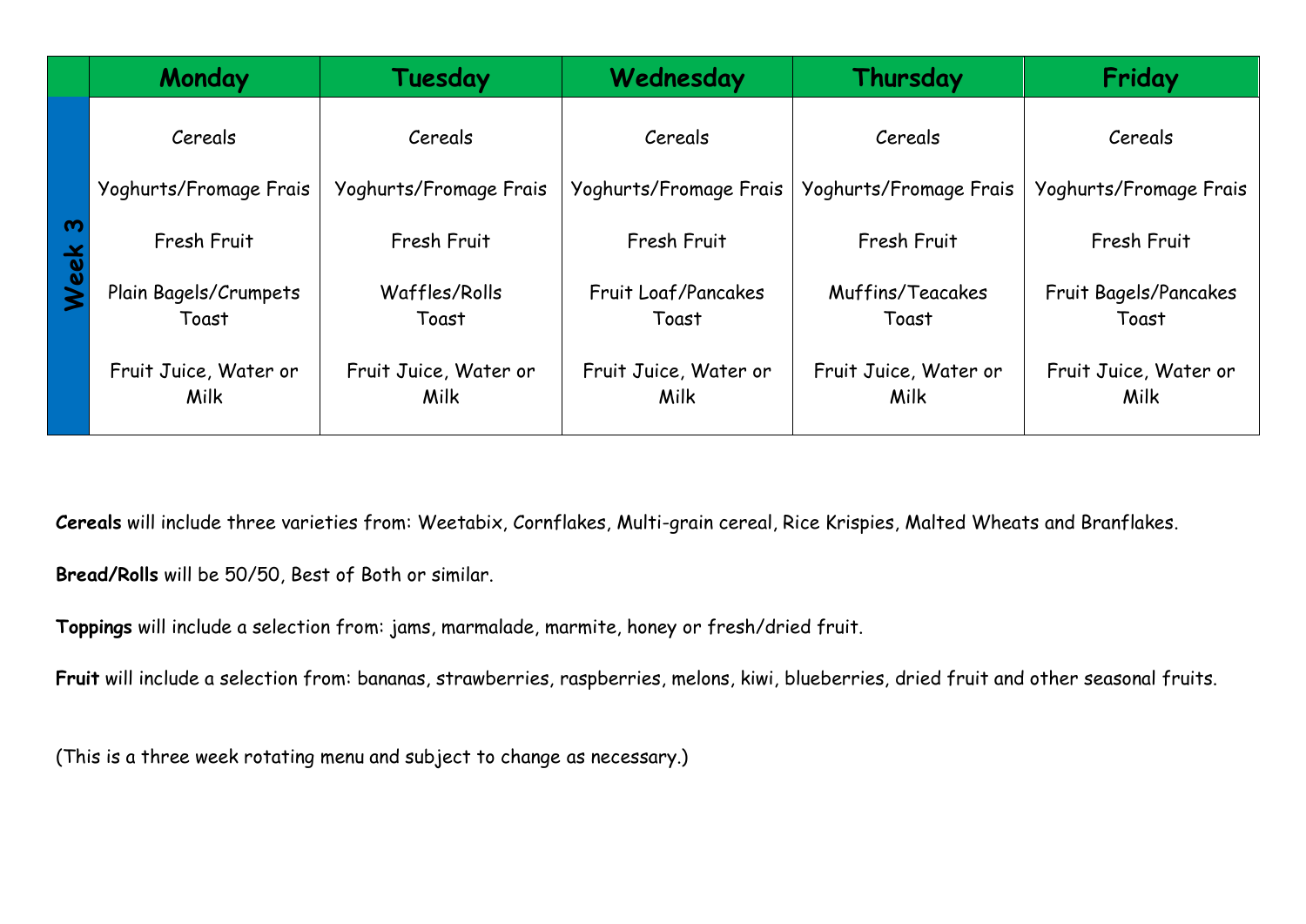| | Monday | Tuesday | Wednesday | Thursday | Friday |
|---|---|---|---|---|---|
| Week 3 | Cereals<br><br>Yoghurts/Fromage Frais<br><br>Fresh Fruit<br><br>Plain Bagels/Crumpets<br>Toast<br><br>Fruit Juice, Water or Milk | Cereals<br><br>Yoghurts/Fromage Frais<br><br>Fresh Fruit<br><br>Waffles/Rolls<br>Toast<br><br>Fruit Juice, Water or Milk | Cereals<br><br>Yoghurts/Fromage Frais<br><br>Fresh Fruit<br><br>Fruit Loaf/Pancakes<br>Toast<br><br>Fruit Juice, Water or Milk | Cereals<br><br>Yoghurts/Fromage Frais<br><br>Fresh Fruit<br><br>Muffins/Teacakes<br>Toast<br><br>Fruit Juice, Water or Milk | Cereals<br><br>Yoghurts/Fromage Frais<br><br>Fresh Fruit<br><br>Fruit Bagels/Pancakes<br>Toast<br><br>Fruit Juice, Water or Milk |

**Cereals** will include three varieties from: Weetabix, Cornflakes, Multi-grain cereal, Rice Krispies, Malted Wheats and Branflakes.

**Bread/Rolls** will be 50/50, Best of Both or similar.

**Toppings** will include a selection from: jams, marmalade, marmite, honey or fresh/dried fruit.

**Fruit** will include a selection from: bananas, strawberries, raspberries, melons, kiwi, blueberries, dried fruit and other seasonal fruits.

(This is a three week rotating menu and subject to change as necessary.)